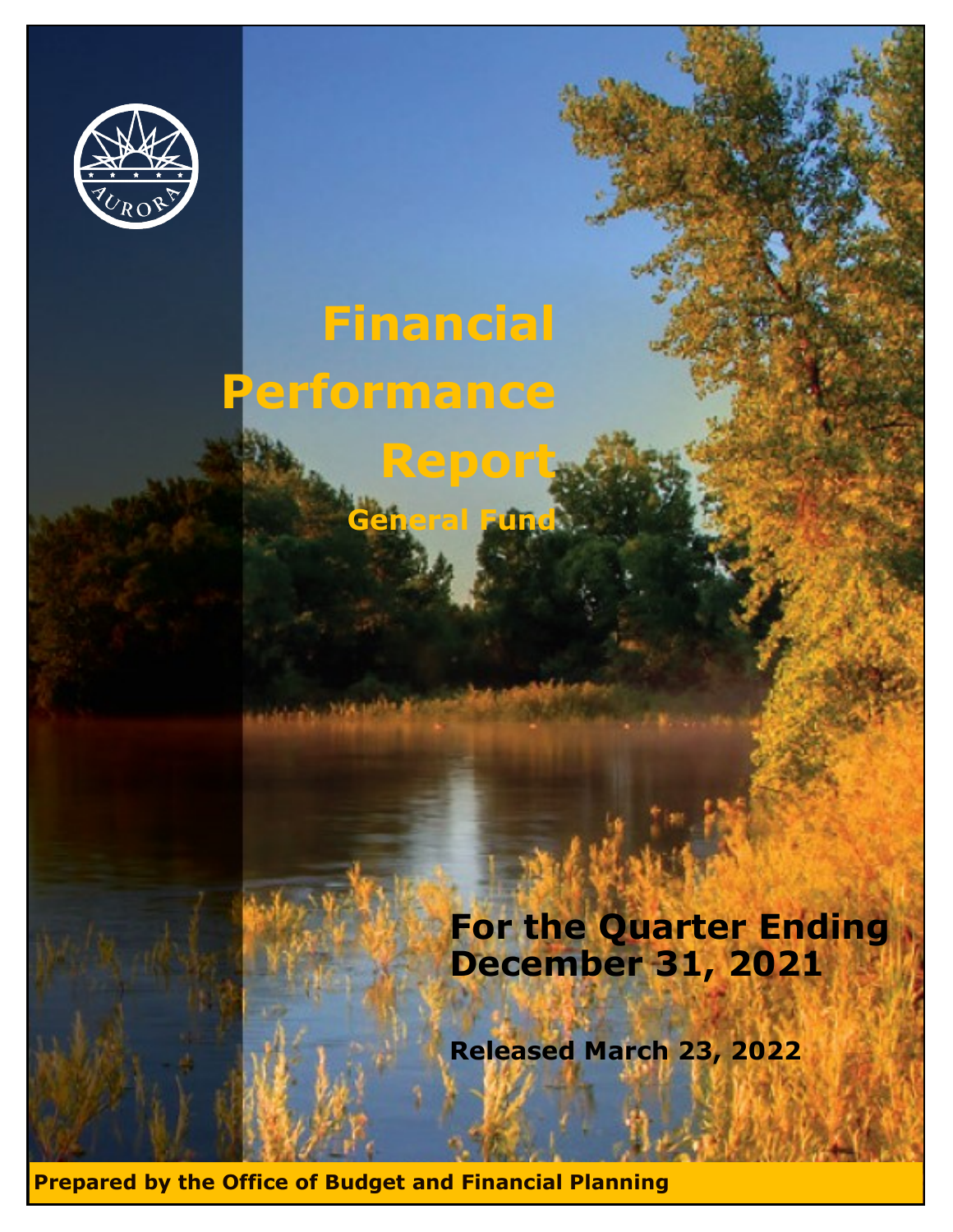# Financial Performance Report

## General Fund

**For the Quarter Ending December 31, 2021**

**Released March 23, 2022**

**Prepared by the Office of Budget and Financial Planning**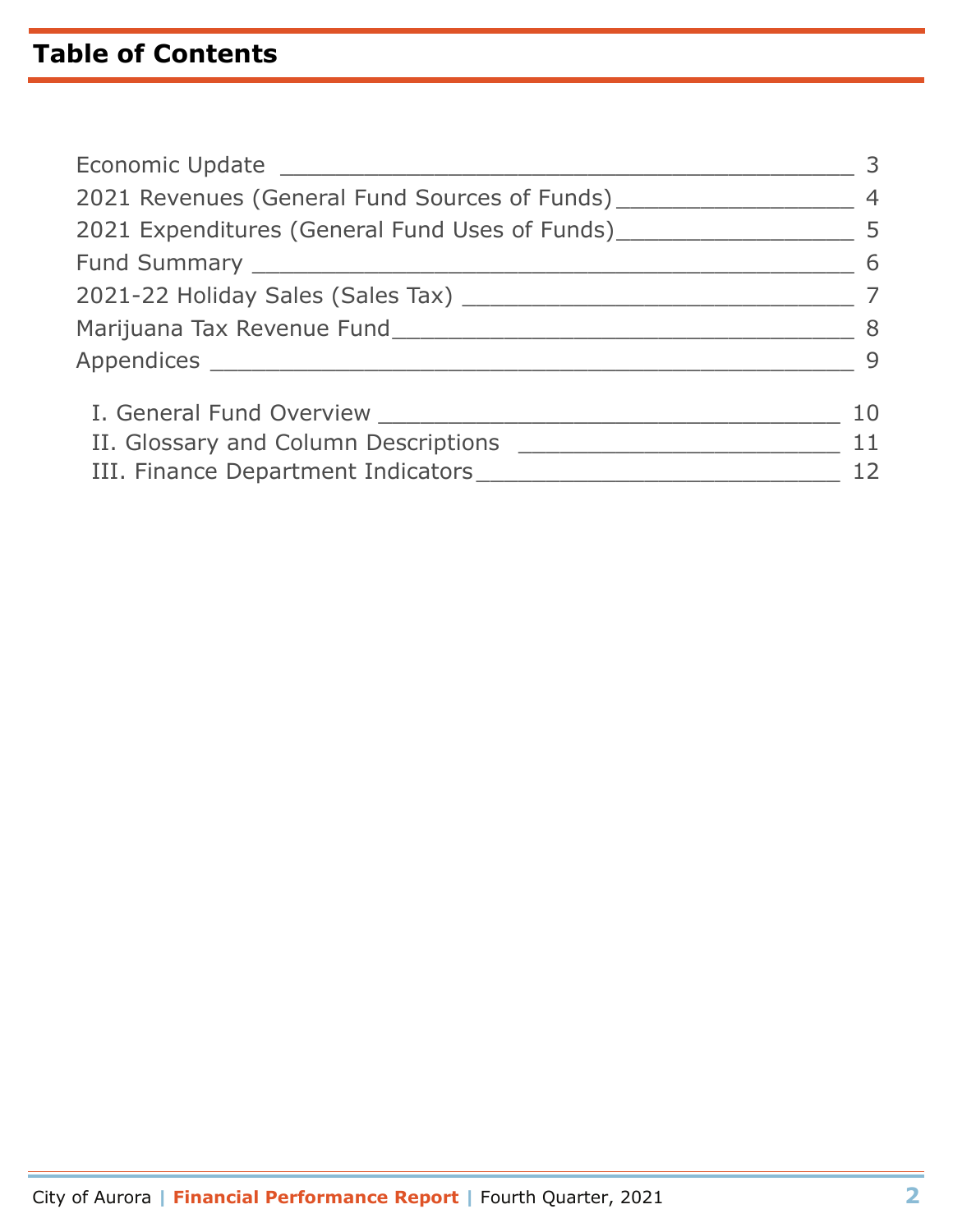# Table of Contents

| Section | Page |
|---|---|
| Economic Update | 3 |
| 2021 Revenues (General Fund Sources of Funds) | 4 |
| 2021 Expenditures (General Fund Uses of Funds) | 5 |
| Fund Summary | 6 |
| 2021-22 Holiday Sales (Sales Tax) | 7 |
| Marijuana Tax Revenue Fund | 8 |
| Appendices | 9 |
| I. General Fund Overview | 10 |
| II. Glossary and Column Descriptions | 11 |
| III. Finance Department Indicators | 12 |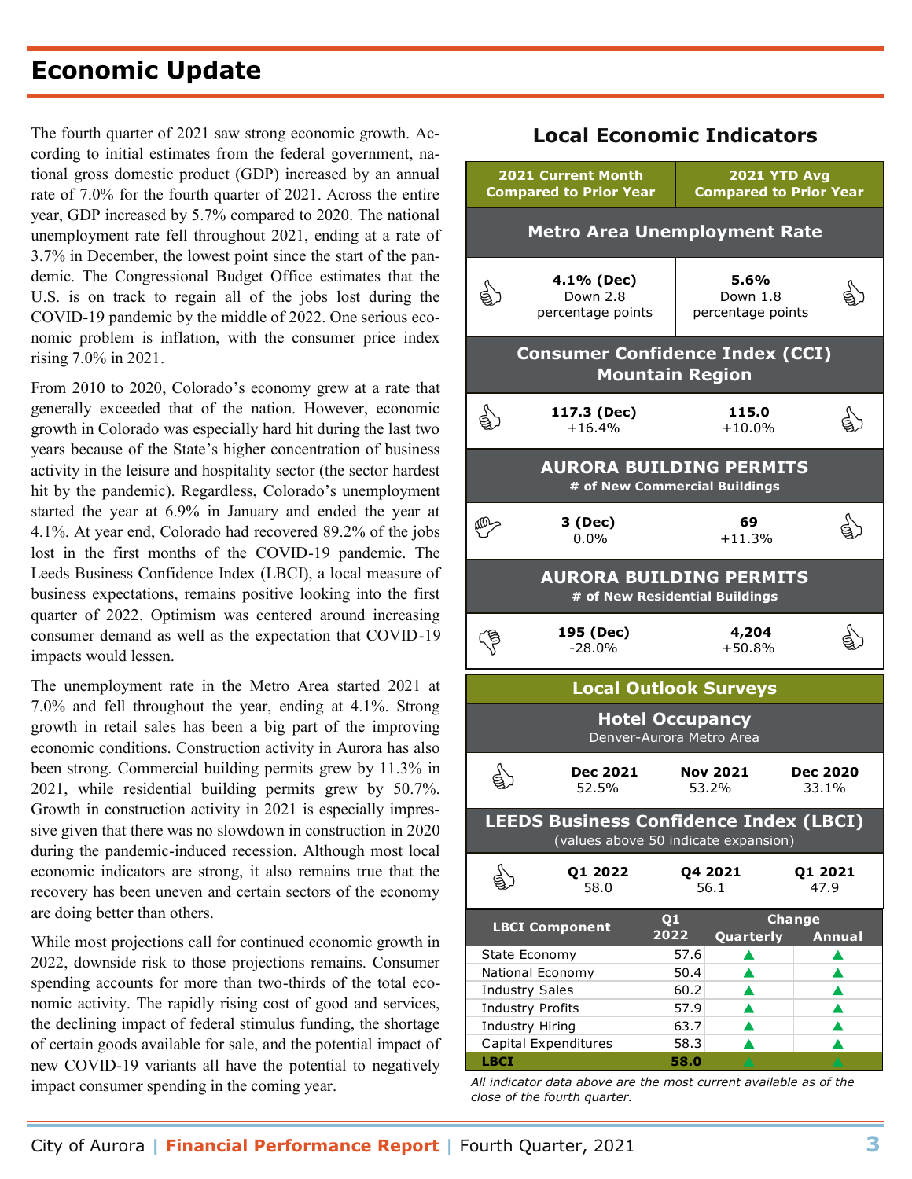# Economic Update

The fourth quarter of 2021 saw strong economic growth. According to initial estimates from the federal government, national gross domestic product (GDP) increased by an annual rate of 7.0% for the fourth quarter of 2021. Across the entire year, GDP increased by 5.7% compared to 2020. The national unemployment rate fell throughout 2021, ending at a rate of 3.7% in December, the lowest point since the start of the pandemic. The Congressional Budget Office estimates that the U.S. is on track to regain all of the jobs lost during the COVID-19 pandemic by the middle of 2022. One serious economic problem is inflation, with the consumer price index rising 7.0% in 2021.

From 2010 to 2020, Colorado's economy grew at a rate that generally exceeded that of the nation. However, economic growth in Colorado was especially hard hit during the last two years because of the State's higher concentration of business activity in the leisure and hospitality sector (the sector hardest hit by the pandemic). Regardless, Colorado's unemployment started the year at 6.9% in January and ended the year at 4.1%. At year end, Colorado had recovered 89.2% of the jobs lost in the first months of the COVID-19 pandemic. The Leeds Business Confidence Index (LBCI), a local measure of business expectations, remains positive looking into the first quarter of 2022. Optimism was centered around increasing consumer demand as well as the expectation that COVID-19 impacts would lessen.

The unemployment rate in the Metro Area started 2021 at 7.0% and fell throughout the year, ending at 4.1%. Strong growth in retail sales has been a big part of the improving economic conditions. Construction activity in Aurora has also been strong. Commercial building permits grew by 11.3% in 2021, while residential building permits grew by 50.7%. Growth in construction activity in 2021 is especially impressive given that there was no slowdown in construction in 2020 during the pandemic-induced recession. Although most local economic indicators are strong, it also remains true that the recovery has been uneven and certain sectors of the economy are doing better than others.

While most projections call for continued economic growth in 2022, downside risk to those projections remains. Consumer spending accounts for more than two-thirds of the total economic activity. The rapidly rising cost of good and services, the declining impact of federal stimulus funding, the shortage of certain goods available for sale, and the potential impact of new COVID-19 variants all have the potential to negatively impact consumer spending in the coming year.

## Local Economic Indicators

| Indicator | 2021 Current Month Compared to Prior Year | 2021 YTD Avg Compared to Prior Year |
|---|---|---|
| Metro Area Unemployment Rate | 4.1% (Dec) Down 2.8 percentage points | 5.6% Down 1.8 percentage points |
| Consumer Confidence Index (CCI) Mountain Region | 117.3 (Dec) +16.4% | 115.0 +10.0% |
| AURORA BUILDING PERMITS # of New Commercial Buildings | 3 (Dec) 0.0% | 69 +11.3% |
| AURORA BUILDING PERMITS # of New Residential Buildings | 195 (Dec) -28.0% | 4,204 +50.8% |

### Local Outlook Surveys

**Hotel Occupancy** (Denver-Aurora Metro Area)

| Dec 2021 | Nov 2021 | Dec 2020 |
|---|---|---|
| 52.5% | 53.2% | 33.1% |

**LEEDS Business Confidence Index (LBCI)** (values above 50 indicate expansion)

| Q1 2022 | Q4 2021 | Q1 2021 |
|---|---|---|
| 58.0 | 56.1 | 47.9 |

| LBCI Component | Q1 2022 | Change Quarterly | Change Annual |
|---|---|---|---|
| State Economy | 57.6 | ▲ | ▲ |
| National Economy | 50.4 | ▲ | ▲ |
| Industry Sales | 60.2 | ▲ | ▲ |
| Industry Profits | 57.9 | ▲ | ▲ |
| Industry Hiring | 63.7 | ▲ | ▲ |
| Capital Expenditures | 58.3 | ▲ | ▲ |
| **LBCI** | **58.0** | ▲ | ▲ |

*All indicator data above are the most current available as of the close of the fourth quarter.*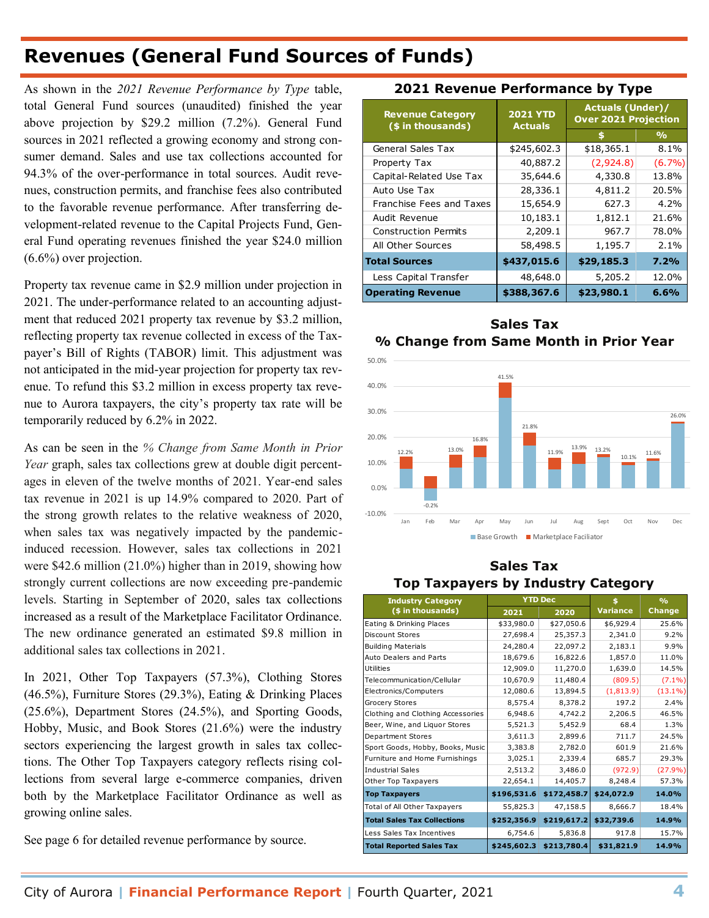# Revenues (General Fund Sources of Funds)

As shown in the *2021 Revenue Performance by Type* table, total General Fund sources (unaudited) finished the year above projection by $29.2 million (7.2%). General Fund sources in 2021 reflected a growing economy and strong consumer demand. Sales and use tax collections accounted for 94.3% of the over-performance in total sources. Audit revenues, construction permits, and franchise fees also contributed to the favorable revenue performance. After transferring development-related revenue to the Capital Projects Fund, General Fund operating revenues finished the year $24.0 million (6.6%) over projection.

Property tax revenue came in $2.9 million under projection in 2021. The under-performance related to an accounting adjustment that reduced 2021 property tax revenue by $3.2 million, reflecting property tax revenue collected in excess of the Taxpayer's Bill of Rights (TABOR) limit. This adjustment was not anticipated in the mid-year projection for property tax revenue. To refund this $3.2 million in excess property tax revenue to Aurora taxpayers, the city's property tax rate will be temporarily reduced by 6.2% in 2022.

As can be seen in the *% Change from Same Month in Prior Year* graph, sales tax collections grew at double digit percentages in eleven of the twelve months of 2021. Year-end sales tax revenue in 2021 is up 14.9% compared to 2020. Part of the strong growth relates to the relative weakness of 2020, when sales tax was negatively impacted by the pandemic-induced recession. However, sales tax collections in 2021 were $42.6 million (21.0%) higher than in 2019, showing how strongly current collections are now exceeding pre-pandemic levels. Starting in September of 2020, sales tax collections increased as a result of the Marketplace Facilitator Ordinance. The new ordinance generated an estimated $9.8 million in additional sales tax collections in 2021.

In 2021, Other Top Taxpayers (57.3%), Clothing Stores (46.5%), Furniture Stores (29.3%), Eating & Drinking Places (25.6%), Department Stores (24.5%), and Sporting Goods, Hobby, Music, and Book Stores (21.6%) were the industry sectors experiencing the largest growth in sales tax collections. The Other Top Taxpayers category reflects rising collections from several large e-commerce companies, driven both by the Marketplace Facilitator Ordinance as well as growing online sales.

See page 6 for detailed revenue performance by source.

## 2021 Revenue Performance by Type

| Revenue Category ($ in thousands) | 2021 YTD Actuals | Actuals (Under)/ Over 2021 Projection | |
|---|---|---|---|
| | | $ | % |
| General Sales Tax | $245,602.3 | $18,365.1 | 8.1% |
| Property Tax | 40,887.2 | (2,924.8) | (6.7%) |
| Capital-Related Use Tax | 35,644.6 | 4,330.8 | 13.8% |
| Auto Use Tax | 28,336.1 | 4,811.2 | 20.5% |
| Franchise Fees and Taxes | 15,654.9 | 627.3 | 4.2% |
| Audit Revenue | 10,183.1 | 1,812.1 | 21.6% |
| Construction Permits | 2,209.1 | 967.7 | 78.0% |
| All Other Sources | 58,498.5 | 1,195.7 | 2.1% |
| **Total Sources** | **$437,015.6** | **$29,185.3** | **7.2%** |
| Less Capital Transfer | 48,648.0 | 5,205.2 | 12.0% |
| **Operating Revenue** | **$388,367.6** | **$23,980.1** | **6.6%** |

## Sales Tax % Change from Same Month in Prior Year

| Month | Total % Change |
|---|---|
| Jan | 12.2% |
| Feb | -0.2% |
| Mar | 13.0% |
| Apr | 16.8% |
| May | 41.5% |
| Jun | 21.8% |
| Jul | 11.9% |
| Aug | 13.9% |
| Sept | 13.2% |
| Oct | 10.1% |
| Nov | 11.6% |
| Dec | 26.0% |

Base Growth / Marketplace Faciliator

## Sales Tax Top Taxpayers by Industry Category

| Industry Category ($ in thousands) | YTD Dec 2021 | YTD Dec 2020 | $ Variance | % Change |
|---|---|---|---|---|
| Eating & Drinking Places | $33,980.0 | $27,050.6 | $6,929.4 | 25.6% |
| Discount Stores | 27,698.4 | 25,357.3 | 2,341.0 | 9.2% |
| Building Materials | 24,280.4 | 22,097.2 | 2,183.1 | 9.9% |
| Auto Dealers and Parts | 18,679.6 | 16,822.6 | 1,857.0 | 11.0% |
| Utilities | 12,909.0 | 11,270.0 | 1,639.0 | 14.5% |
| Telecommunication/Cellular | 10,670.9 | 11,480.4 | (809.5) | (7.1%) |
| Electronics/Computers | 12,080.6 | 13,894.5 | (1,813.9) | (13.1%) |
| Grocery Stores | 8,575.4 | 8,378.2 | 197.2 | 2.4% |
| Clothing and Clothing Accessories | 6,948.6 | 4,742.2 | 2,206.5 | 46.5% |
| Beer, Wine, and Liquor Stores | 5,521.3 | 5,452.9 | 68.4 | 1.3% |
| Department Stores | 3,611.3 | 2,899.6 | 711.7 | 24.5% |
| Sport Goods, Hobby, Books, Music | 3,383.8 | 2,782.0 | 601.9 | 21.6% |
| Furniture and Home Furnishings | 3,025.1 | 2,339.4 | 685.7 | 29.3% |
| Industrial Sales | 2,513.2 | 3,486.0 | (972.9) | (27.9%) |
| Other Top Taxpayers | 22,654.1 | 14,405.7 | 8,248.4 | 57.3% |
| **Top Taxpayers** | **$196,531.6** | **$172,458.7** | **$24,072.9** | **14.0%** |
| Total of All Other Taxpayers | 55,825.3 | 47,158.5 | 8,666.7 | 18.4% |
| **Total Sales Tax Collections** | **$252,356.9** | **$219,617.2** | **$32,739.6** | **14.9%** |
| Less Sales Tax Incentives | 6,754.6 | 5,836.8 | 917.8 | 15.7% |
| **Total Reported Sales Tax** | **$245,602.3** | **$213,780.4** | **$31,821.9** | **14.9%** |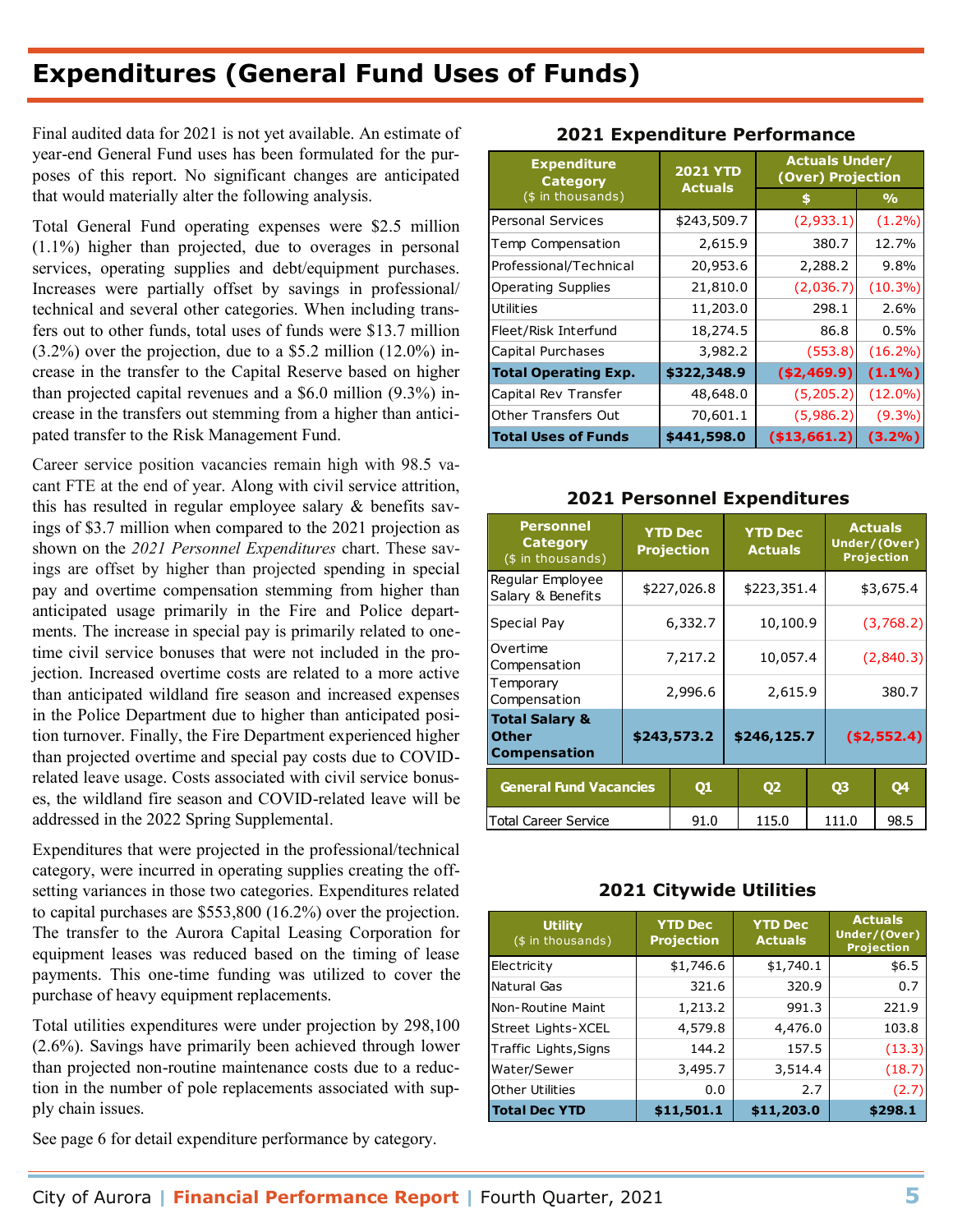# Expenditures (General Fund Uses of Funds)

Final audited data for 2021 is not yet available. An estimate of year-end General Fund uses has been formulated for the purposes of this report. No significant changes are anticipated that would materially alter the following analysis.

Total General Fund operating expenses were $2.5 million (1.1%) higher than projected, due to overages in personal services, operating supplies and debt/equipment purchases. Increases were partially offset by savings in professional/technical and several other categories. When including transfers out to other funds, total uses of funds were $13.7 million (3.2%) over the projection, due to a $5.2 million (12.0%) increase in the transfer to the Capital Reserve based on higher than projected capital revenues and a $6.0 million (9.3%) increase in the transfers out stemming from a higher than anticipated transfer to the Risk Management Fund.

Career service position vacancies remain high with 98.5 vacant FTE at the end of year. Along with civil service attrition, this has resulted in regular employee salary & benefits savings of $3.7 million when compared to the 2021 projection as shown on the *2021 Personnel Expenditures* chart. These savings are offset by higher than projected spending in special pay and overtime compensation stemming from higher than anticipated usage primarily in the Fire and Police departments. The increase in special pay is primarily related to one-time civil service bonuses that were not included in the projection. Increased overtime costs are related to a more active than anticipated wildland fire season and increased expenses in the Police Department due to higher than anticipated position turnover. Finally, the Fire Department experienced higher than projected overtime and special pay costs due to COVID-related leave usage. Costs associated with civil service bonuses, the wildland fire season and COVID-related leave will be addressed in the 2022 Spring Supplemental.

Expenditures that were projected in the professional/technical category, were incurred in operating supplies creating the offsetting variances in those two categories. Expenditures related to capital purchases are $553,800 (16.2%) over the projection. The transfer to the Aurora Capital Leasing Corporation for equipment leases was reduced based on the timing of lease payments. This one-time funding was utilized to cover the purchase of heavy equipment replacements.

Total utilities expenditures were under projection by 298,100 (2.6%). Savings have primarily been achieved through lower than projected non-routine maintenance costs due to a reduction in the number of pole replacements associated with supply chain issues.

See page 6 for detail expenditure performance by category.

### 2021 Expenditure Performance

| Expenditure Category ($ in thousands) | 2021 YTD Actuals | Actuals Under/ (Over) Projection | |
|---|---|---|---|
| | | $ | % |
| Personal Services | $243,509.7 | (2,933.1) | (1.2%) |
| Temp Compensation | 2,615.9 | 380.7 | 12.7% |
| Professional/Technical | 20,953.6 | 2,288.2 | 9.8% |
| Operating Supplies | 21,810.0 | (2,036.7) | (10.3%) |
| Utilities | 11,203.0 | 298.1 | 2.6% |
| Fleet/Risk Interfund | 18,274.5 | 86.8 | 0.5% |
| Capital Purchases | 3,982.2 | (553.8) | (16.2%) |
| **Total Operating Exp.** | **$322,348.9** | **($2,469.9)** | **(1.1%)** |
| Capital Rev Transfer | 48,648.0 | (5,205.2) | (12.0%) |
| Other Transfers Out | 70,601.1 | (5,986.2) | (9.3%) |
| **Total Uses of Funds** | **$441,598.0** | **($13,661.2)** | **(3.2%)** |

### 2021 Personnel Expenditures

| Personnel Category ($ in thousands) | YTD Dec Projection | YTD Dec Actuals | Actuals Under/(Over) Projection |
|---|---|---|---|
| Regular Employee Salary & Benefits | $227,026.8 | $223,351.4 | $3,675.4 |
| Special Pay | 6,332.7 | 10,100.9 | (3,768.2) |
| Overtime Compensation | 7,217.2 | 10,057.4 | (2,840.3) |
| Temporary Compensation | 2,996.6 | 2,615.9 | 380.7 |
| **Total Salary & Other Compensation** | **$243,573.2** | **$246,125.7** | **($2,552.4)** |

| General Fund Vacancies | Q1 | Q2 | Q3 | Q4 |
|---|---|---|---|---|
| Total Career Service | 91.0 | 115.0 | 111.0 | 98.5 |

### 2021 Citywide Utilities

| Utility ($ in thousands) | YTD Dec Projection | YTD Dec Actuals | Actuals Under/(Over) Projection |
|---|---|---|---|
| Electricity | $1,746.6 | $1,740.1 | $6.5 |
| Natural Gas | 321.6 | 320.9 | 0.7 |
| Non-Routine Maint | 1,213.2 | 991.3 | 221.9 |
| Street Lights-XCEL | 4,579.8 | 4,476.0 | 103.8 |
| Traffic Lights,Signs | 144.2 | 157.5 | (13.3) |
| Water/Sewer | 3,495.7 | 3,514.4 | (18.7) |
| Other Utilities | 0.0 | 2.7 | (2.7) |
| **Total Dec YTD** | **$11,501.1** | **$11,203.0** | **$298.1** |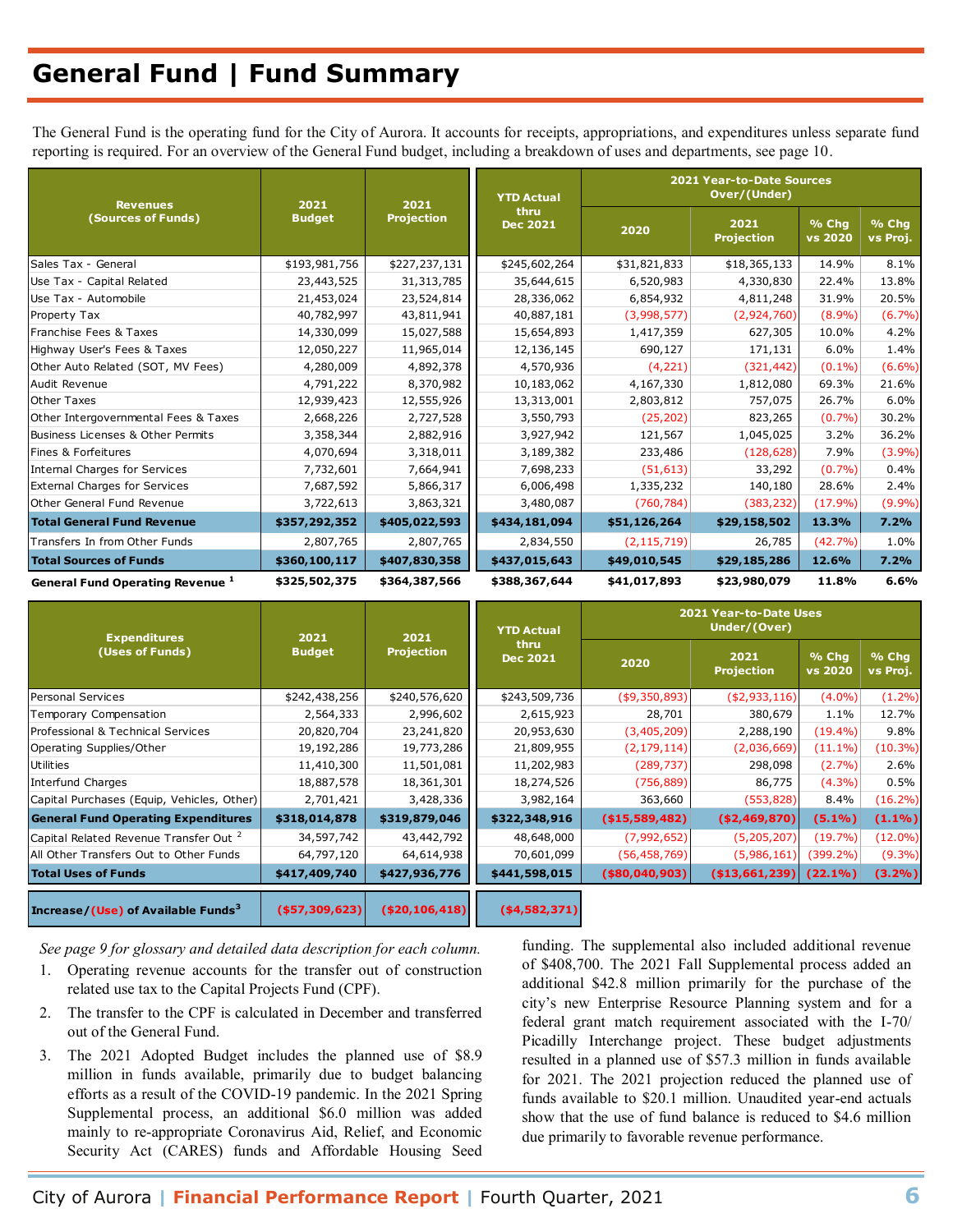# General Fund | Fund Summary

The General Fund is the operating fund for the City of Aurora. It accounts for receipts, appropriations, and expenditures unless separate fund reporting is required. For an overview of the General Fund budget, including a breakdown of uses and departments, see page 10.

| Revenues (Sources of Funds) | 2021 Budget | 2021 Projection | YTD Actual thru Dec 2021 | 2021 Year-to-Date Sources Over/(Under) | | | |
|---|---|---|---|---|---|---|---|
| | | | | 2020 | 2021 Projection | % Chg vs 2020 | % Chg vs Proj. |
| Sales Tax - General | $193,981,756 | $227,237,131 | $245,602,264 | $31,821,833 | $18,365,133 | 14.9% | 8.1% |
| Use Tax - Capital Related | 23,443,525 | 31,313,785 | 35,644,615 | 6,520,983 | 4,330,830 | 22.4% | 13.8% |
| Use Tax - Automobile | 21,453,024 | 23,524,814 | 28,336,062 | 6,854,932 | 4,811,248 | 31.9% | 20.5% |
| Property Tax | 40,782,997 | 43,811,941 | 40,887,181 | (3,998,577) | (2,924,760) | (8.9%) | (6.7%) |
| Franchise Fees & Taxes | 14,330,099 | 15,027,588 | 15,654,893 | 1,417,359 | 627,305 | 10.0% | 4.2% |
| Highway User's Fees & Taxes | 12,050,227 | 11,965,014 | 12,136,145 | 690,127 | 171,131 | 6.0% | 1.4% |
| Other Auto Related (SOT, MV Fees) | 4,280,009 | 4,892,378 | 4,570,936 | (4,221) | (321,442) | (0.1%) | (6.6%) |
| Audit Revenue | 4,791,222 | 8,370,982 | 10,183,062 | 4,167,330 | 1,812,080 | 69.3% | 21.6% |
| Other Taxes | 12,939,423 | 12,555,926 | 13,313,001 | 2,803,812 | 757,075 | 26.7% | 6.0% |
| Other Intergovernmental Fees & Taxes | 2,668,226 | 2,727,528 | 3,550,793 | (25,202) | 823,265 | (0.7%) | 30.2% |
| Business Licenses & Other Permits | 3,358,344 | 2,882,916 | 3,927,942 | 121,567 | 1,045,025 | 3.2% | 36.2% |
| Fines & Forfeitures | 4,070,694 | 3,318,011 | 3,189,382 | 233,486 | (128,628) | 7.9% | (3.9%) |
| Internal Charges for Services | 7,732,601 | 7,664,941 | 7,698,233 | (51,613) | 33,292 | (0.7%) | 0.4% |
| External Charges for Services | 7,687,592 | 5,866,317 | 6,006,498 | 1,335,232 | 140,180 | 28.6% | 2.4% |
| Other General Fund Revenue | 3,722,613 | 3,863,321 | 3,480,087 | (760,784) | (383,232) | (17.9%) | (9.9%) |
| **Total General Fund Revenue** | **$357,292,352** | **$405,022,593** | **$434,181,094** | **$51,126,264** | **$29,158,502** | **13.3%** | **7.2%** |
| Transfers In from Other Funds | 2,807,765 | 2,807,765 | 2,834,550 | (2,115,719) | 26,785 | (42.7%) | 1.0% |
| **Total Sources of Funds** | **$360,100,117** | **$407,830,358** | **$437,015,643** | **$49,010,545** | **$29,185,286** | **12.6%** | **7.2%** |
| **General Fund Operating Revenue [1]** | **$325,502,375** | **$364,387,566** | **$388,367,644** | **$41,017,893** | **$23,980,079** | **11.8%** | **6.6%** |

| Expenditures (Uses of Funds) | 2021 Budget | 2021 Projection | YTD Actual thru Dec 2021 | 2021 Year-to-Date Uses Under/(Over) | | | |
|---|---|---|---|---|---|---|---|
| | | | | 2020 | 2021 Projection | % Chg vs 2020 | % Chg vs Proj. |
| Personal Services | $242,438,256 | $240,576,620 | $243,509,736 | ($9,350,893) | ($2,933,116) | (4.0%) | (1.2%) |
| Temporary Compensation | 2,564,333 | 2,996,602 | 2,615,923 | 28,701 | 380,679 | 1.1% | 12.7% |
| Professional & Technical Services | 20,820,704 | 23,241,820 | 20,953,630 | (3,405,209) | 2,288,190 | (19.4%) | 9.8% |
| Operating Supplies/Other | 19,192,286 | 19,773,286 | 21,809,955 | (2,179,114) | (2,036,669) | (11.1%) | (10.3%) |
| Utilities | 11,410,300 | 11,501,081 | 11,202,983 | (289,737) | 298,098 | (2.7%) | 2.6% |
| Interfund Charges | 18,887,578 | 18,361,301 | 18,274,526 | (756,889) | 86,775 | (4.3%) | 0.5% |
| Capital Purchases (Equip, Vehicles, Other) | 2,701,421 | 3,428,336 | 3,982,164 | 363,660 | (553,828) | 8.4% | (16.2%) |
| **General Fund Operating Expenditures** | **$318,014,878** | **$319,879,046** | **$322,348,916** | **($15,589,482)** | **($2,469,870)** | **(5.1%)** | **(1.1%)** |
| Capital Related Revenue Transfer Out [2] | 34,597,742 | 43,442,792 | 48,648,000 | (7,992,652) | (5,205,207) | (19.7%) | (12.0%) |
| All Other Transfers Out to Other Funds | 64,797,120 | 64,614,938 | 70,601,099 | (56,458,769) | (5,986,161) | (399.2%) | (9.3%) |
| **Total Uses of Funds** | **$417,409,740** | **$427,936,776** | **$441,598,015** | **($80,040,903)** | **($13,661,239)** | **(22.1%)** | **(3.2%)** |
| **Increase/(Use) of Available Funds[3]** | **($57,309,623)** | **($20,106,418)** | **($4,582,371)** | | | | |

*See page 9 for glossary and detailed data description for each column.*

1. Operating revenue accounts for the transfer out of construction related use tax to the Capital Projects Fund (CPF).
2. The transfer to the CPF is calculated in December and transferred out of the General Fund.
3. The 2021 Adopted Budget includes the planned use of $8.9 million in funds available, primarily due to budget balancing efforts as a result of the COVID-19 pandemic. In the 2021 Spring Supplemental process, an additional $6.0 million was added mainly to re-appropriate Coronavirus Aid, Relief, and Economic Security Act (CARES) funds and Affordable Housing Seed funding. The supplemental also included additional revenue of $408,700. The 2021 Fall Supplemental process added an additional $42.8 million primarily for the purchase of the city's new Enterprise Resource Planning system and for a federal grant match requirement associated with the I-70/Picadilly Interchange project. These budget adjustments resulted in a planned use of $57.3 million in funds available for 2021. The 2021 projection reduced the planned use of funds available to $20.1 million. Unaudited year-end actuals show that the use of fund balance is reduced to $4.6 million due primarily to favorable revenue performance.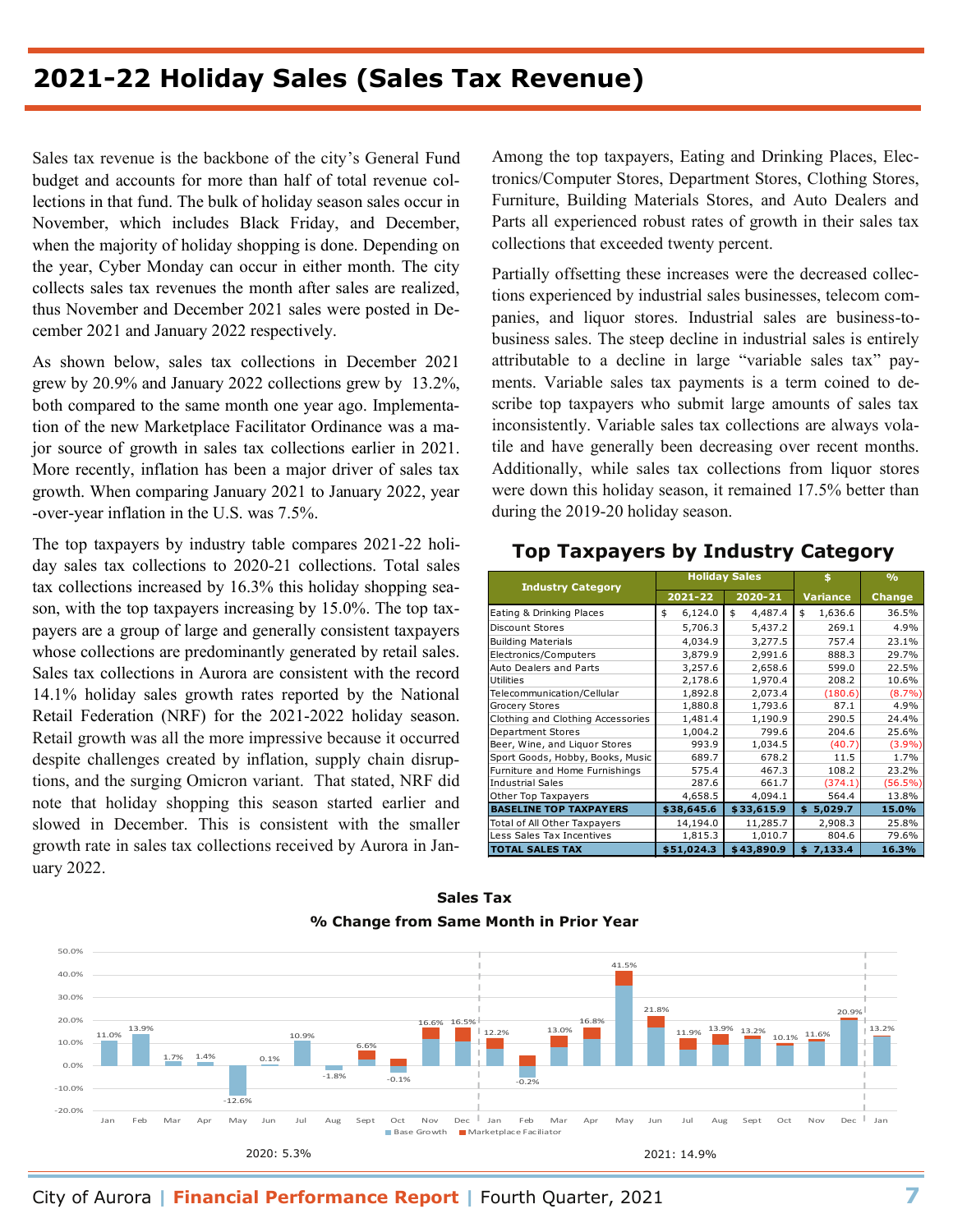# 2021-22 Holiday Sales (Sales Tax Revenue)

Sales tax revenue is the backbone of the city's General Fund budget and accounts for more than half of total revenue collections in that fund. The bulk of holiday season sales occur in November, which includes Black Friday, and December, when the majority of holiday shopping is done. Depending on the year, Cyber Monday can occur in either month. The city collects sales tax revenues the month after sales are realized, thus November and December 2021 sales were posted in December 2021 and January 2022 respectively.

As shown below, sales tax collections in December 2021 grew by 20.9% and January 2022 collections grew by 13.2%, both compared to the same month one year ago. Implementation of the new Marketplace Facilitator Ordinance was a major source of growth in sales tax collections earlier in 2021. More recently, inflation has been a major driver of sales tax growth. When comparing January 2021 to January 2022, year-over-year inflation in the U.S. was 7.5%.

The top taxpayers by industry table compares 2021-22 holiday sales tax collections to 2020-21 collections. Total sales tax collections increased by 16.3% this holiday shopping season, with the top taxpayers increasing by 15.0%. The top taxpayers are a group of large and generally consistent taxpayers whose collections are predominantly generated by retail sales. Sales tax collections in Aurora are consistent with the record 14.1% holiday sales growth rates reported by the National Retail Federation (NRF) for the 2021-2022 holiday season. Retail growth was all the more impressive because it occurred despite challenges created by inflation, supply chain disruptions, and the surging Omicron variant. That stated, NRF did note that holiday shopping this season started earlier and slowed in December. This is consistent with the smaller growth rate in sales tax collections received by Aurora in January 2022.

Among the top taxpayers, Eating and Drinking Places, Electronics/Computer Stores, Department Stores, Clothing Stores, Furniture, Building Materials Stores, and Auto Dealers and Parts all experienced robust rates of growth in their sales tax collections that exceeded twenty percent.

Partially offsetting these increases were the decreased collections experienced by industrial sales businesses, telecom companies, and liquor stores. Industrial sales are business-to-business sales. The steep decline in industrial sales is entirely attributable to a decline in large "variable sales tax" payments. Variable sales tax payments is a term coined to describe top taxpayers who submit large amounts of sales tax inconsistently. Variable sales tax collections are always volatile and have generally been decreasing over recent months. Additionally, while sales tax collections from liquor stores were down this holiday season, it remained 17.5% better than during the 2019-20 holiday season.

## Top Taxpayers by Industry Category

| Industry Category | Holiday Sales | | $ | % |
|---|---|---|---|---|
| | 2021-22 | 2020-21 | Variance | Change |
| Eating & Drinking Places | $ 6,124.0 | $ 4,487.4 | $ 1,636.6 | 36.5% |
| Discount Stores | 5,706.3 | 5,437.2 | 269.1 | 4.9% |
| Building Materials | 4,034.9 | 3,277.5 | 757.4 | 23.1% |
| Electronics/Computers | 3,879.9 | 2,991.6 | 888.3 | 29.7% |
| Auto Dealers and Parts | 3,257.6 | 2,658.6 | 599.0 | 22.5% |
| Utilities | 2,178.6 | 1,970.4 | 208.2 | 10.6% |
| Telecommunication/Cellular | 1,892.8 | 2,073.4 | (180.6) | (8.7%) |
| Grocery Stores | 1,880.8 | 1,793.6 | 87.1 | 4.9% |
| Clothing and Clothing Accessories | 1,481.4 | 1,190.9 | 290.5 | 24.4% |
| Department Stores | 1,004.2 | 799.6 | 204.6 | 25.6% |
| Beer, Wine, and Liquor Stores | 993.9 | 1,034.5 | (40.7) | (3.9%) |
| Sport Goods, Hobby, Books, Music | 689.7 | 678.2 | 11.5 | 1.7% |
| Furniture and Home Furnishings | 575.4 | 467.3 | 108.2 | 23.2% |
| Industrial Sales | 287.6 | 661.7 | (374.1) | (56.5%) |
| Other Top Taxpayers | 4,658.5 | 4,094.1 | 564.4 | 13.8% |
| **BASELINE TOP TAXPAYERS** | **$38,645.6** | **$33,615.9** | **$ 5,029.7** | **15.0%** |
| Total of All Other Taxpayers | 14,194.0 | 11,285.7 | 2,908.3 | 25.8% |
| Less Sales Tax Incentives | 1,815.3 | 1,010.7 | 804.6 | 79.6% |
| **TOTAL SALES TAX** | **$51,024.3** | **$43,890.9** | **$ 7,133.4** | **16.3%** |

**Sales Tax**
**% Change from Same Month in Prior Year**

| Month | % Change |
|---|---|
| Jan 2020 | 11.0% |
| Feb 2020 | 13.9% |
| Mar 2020 | 1.7% |
| Apr 2020 | 1.4% |
| May 2020 | -12.6% |
| Jun 2020 | 0.1% |
| Jul 2020 | 10.9% |
| Aug 2020 | -1.8% |
| Sept 2020 | 6.6% |
| Oct 2020 | -0.1% |
| Nov 2020 | 16.6% |
| Dec 2020 | 16.5% |
| Jan 2021 | 12.2% |
| Feb 2021 | -0.2% |
| Mar 2021 | 13.0% |
| Apr 2021 | 16.8% |
| May 2021 | 41.5% |
| Jun 2021 | 21.8% |
| Jul 2021 | 11.9% |
| Aug 2021 | 13.9% |
| Sept 2021 | 13.2% |
| Oct 2021 | 10.1% |
| Nov 2021 | 11.6% |
| Dec 2021 | 20.9% |
| Jan 2022 | 13.2% |

Base Growth | Marketplace Faciliator

2020: 5.3% 2021: 14.9%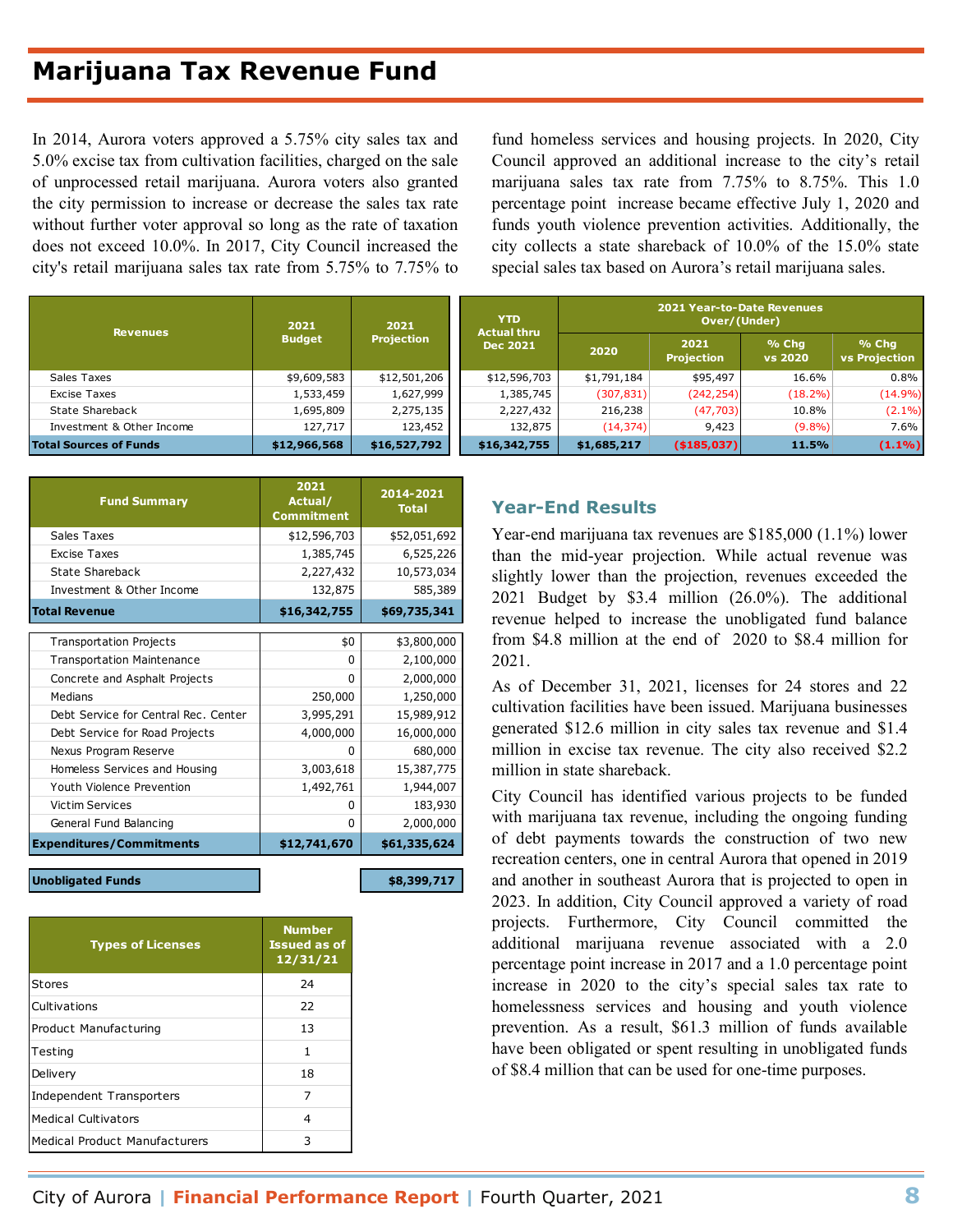# Marijuana Tax Revenue Fund

In 2014, Aurora voters approved a 5.75% city sales tax and 5.0% excise tax from cultivation facilities, charged on the sale of unprocessed retail marijuana. Aurora voters also granted the city permission to increase or decrease the sales tax rate without further voter approval so long as the rate of taxation does not exceed 10.0%. In 2017, City Council increased the city's retail marijuana sales tax rate from 5.75% to 7.75% to fund homeless services and housing projects. In 2020, City Council approved an additional increase to the city's retail marijuana sales tax rate from 7.75% to 8.75%. This 1.0 percentage point increase became effective July 1, 2020 and funds youth violence prevention activities. Additionally, the city collects a state shareback of 10.0% of the 15.0% state special sales tax based on Aurora's retail marijuana sales.

| Revenues | 2021 Budget | 2021 Projection | YTD Actual thru Dec 2021 | 2021 Year-to-Date Revenues Over/(Under) | | | |
|---|---|---|---|---|---|---|---|
| | | | | 2020 | 2021 Projection | % Chg vs 2020 | % Chg vs Projection |
| Sales Taxes | $9,609,583 | $12,501,206 | $12,596,703 | $1,791,184 | $95,497 | 16.6% | 0.8% |
| Excise Taxes | 1,533,459 | 1,627,999 | 1,385,745 | (307,831) | (242,254) | (18.2%) | (14.9%) |
| State Shareback | 1,695,809 | 2,275,135 | 2,227,432 | 216,238 | (47,703) | 10.8% | (2.1%) |
| Investment & Other Income | 127,717 | 123,452 | 132,875 | (14,374) | 9,423 | (9.8%) | 7.6% |
| **Total Sources of Funds** | **$12,966,568** | **$16,527,792** | **$16,342,755** | **$1,685,217** | **($185,037)** | **11.5%** | **(1.1%)** |

| Fund Summary | 2021 Actual/ Commitment | 2014-2021 Total |
|---|---|---|
| Sales Taxes | $12,596,703 | $52,051,692 |
| Excise Taxes | 1,385,745 | 6,525,226 |
| State Shareback | 2,227,432 | 10,573,034 |
| Investment & Other Income | 132,875 | 585,389 |
| **Total Revenue** | **$16,342,755** | **$69,735,341** |
| Transportation Projects | $0 | $3,800,000 |
| Transportation Maintenance | 0 | 2,100,000 |
| Concrete and Asphalt Projects | 0 | 2,000,000 |
| Medians | 250,000 | 1,250,000 |
| Debt Service for Central Rec. Center | 3,995,291 | 15,989,912 |
| Debt Service for Road Projects | 4,000,000 | 16,000,000 |
| Nexus Program Reserve | 0 | 680,000 |
| Homeless Services and Housing | 3,003,618 | 15,387,775 |
| Youth Violence Prevention | 1,492,761 | 1,944,007 |
| Victim Services | 0 | 183,930 |
| General Fund Balancing | 0 | 2,000,000 |
| **Expenditures/Commitments** | **$12,741,670** | **$61,335,624** |
| **Unobligated Funds** | | **$8,399,717** |

| Types of Licenses | Number Issued as of 12/31/21 |
|---|---|
| Stores | 24 |
| Cultivations | 22 |
| Product Manufacturing | 13 |
| Testing | 1 |
| Delivery | 18 |
| Independent Transporters | 7 |
| Medical Cultivators | 4 |
| Medical Product Manufacturers | 3 |

## Year-End Results

Year-end marijuana tax revenues are $185,000 (1.1%) lower than the mid-year projection. While actual revenue was slightly lower than the projection, revenues exceeded the 2021 Budget by $3.4 million (26.0%). The additional revenue helped to increase the unobligated fund balance from $4.8 million at the end of 2020 to $8.4 million for 2021.

As of December 31, 2021, licenses for 24 stores and 22 cultivation facilities have been issued. Marijuana businesses generated $12.6 million in city sales tax revenue and $1.4 million in excise tax revenue. The city also received $2.2 million in state shareback.

City Council has identified various projects to be funded with marijuana tax revenue, including the ongoing funding of debt payments towards the construction of two new recreation centers, one in central Aurora that opened in 2019 and another in southeast Aurora that is projected to open in 2023. In addition, City Council approved a variety of road projects. Furthermore, City Council committed the additional marijuana revenue associated with a 2.0 percentage point increase in 2017 and a 1.0 percentage point increase in 2020 to the city's special sales tax rate to homelessness services and housing and youth violence prevention. As a result, $61.3 million of funds available have been obligated or spent resulting in unobligated funds of $8.4 million that can be used for one-time purposes.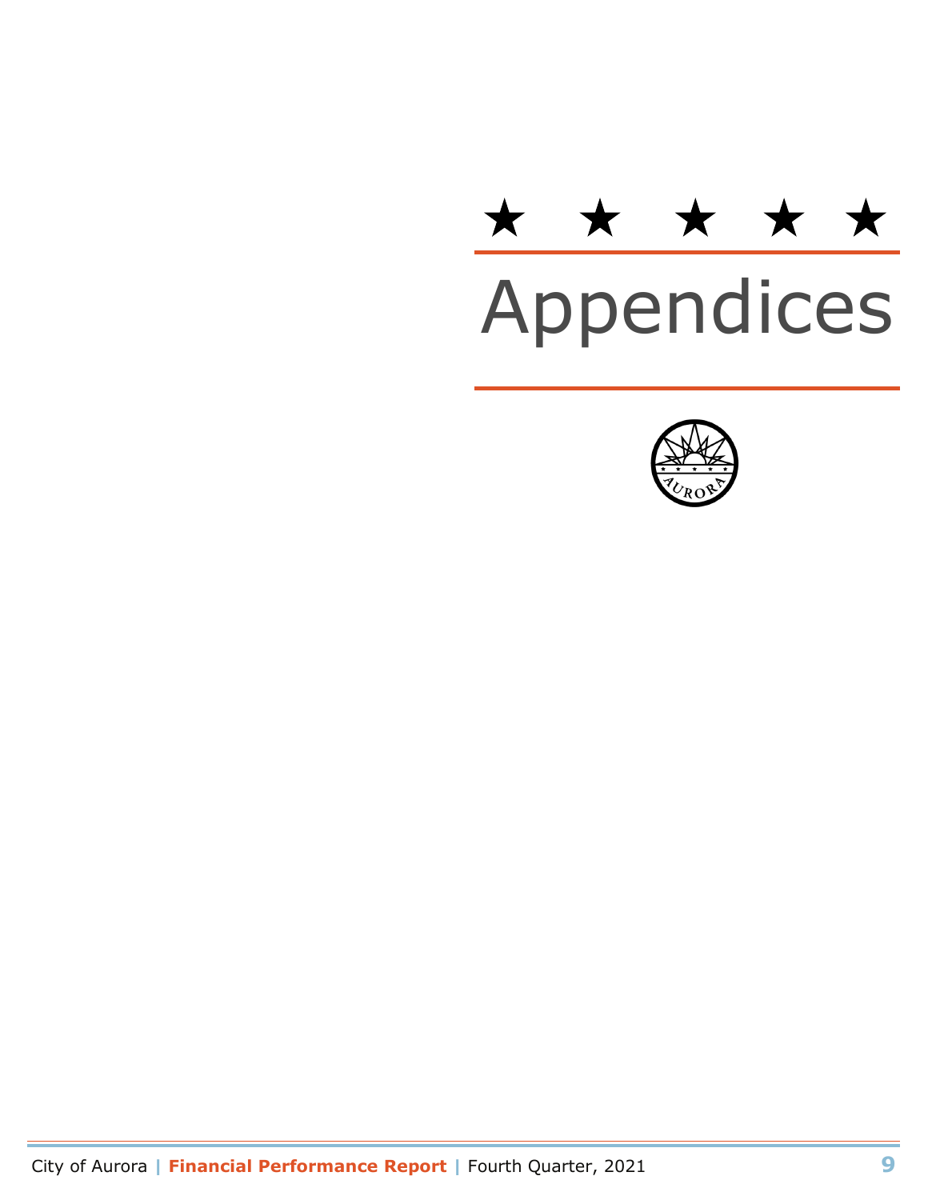★ ★ ★ ★ ★

# Appendices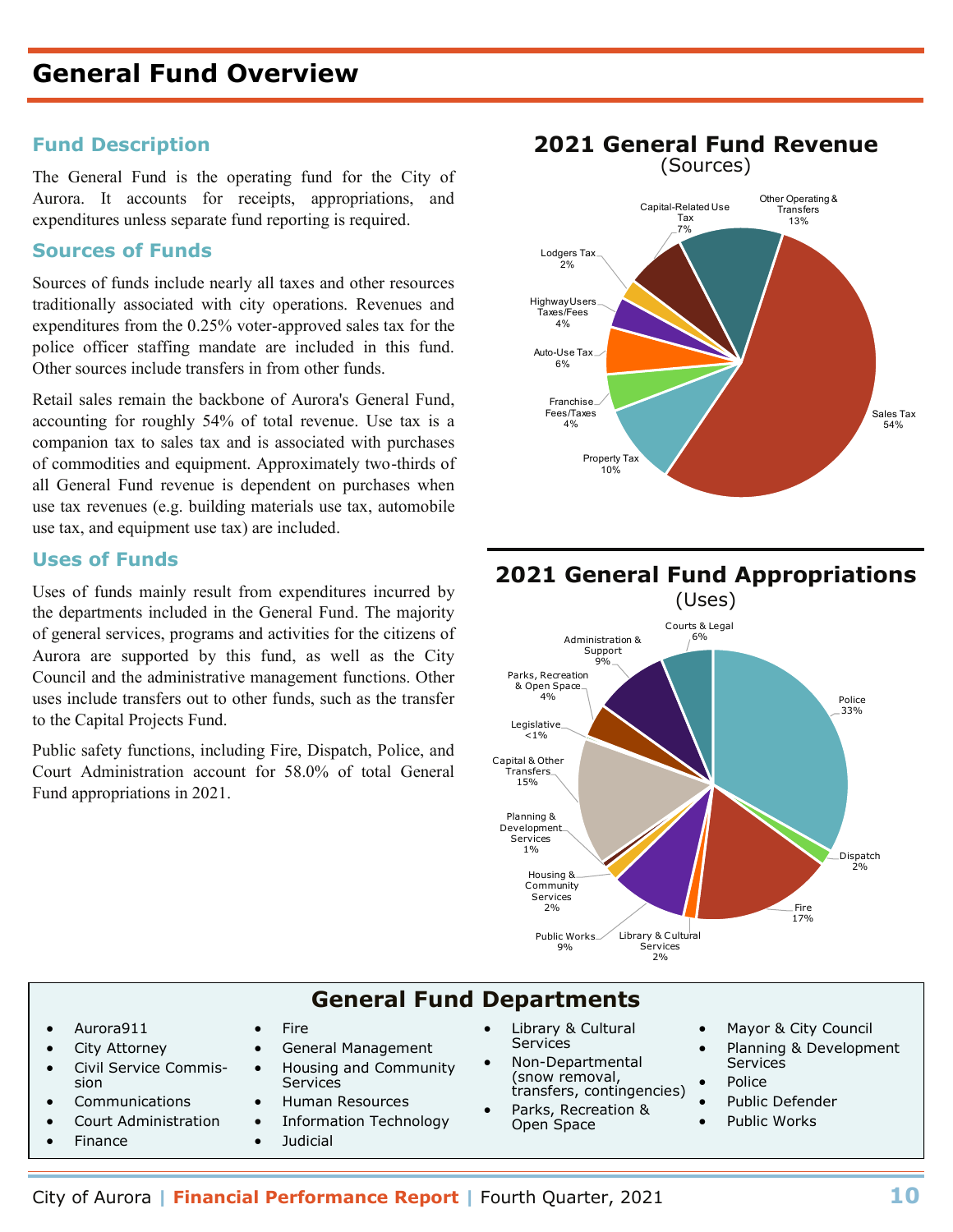# General Fund Overview

## Fund Description

The General Fund is the operating fund for the City of Aurora. It accounts for receipts, appropriations, and expenditures unless separate fund reporting is required.

## Sources of Funds

Sources of funds include nearly all taxes and other resources traditionally associated with city operations. Revenues and expenditures from the 0.25% voter-approved sales tax for the police officer staffing mandate are included in this fund. Other sources include transfers in from other funds.

Retail sales remain the backbone of Aurora's General Fund, accounting for roughly 54% of total revenue. Use tax is a companion tax to sales tax and is associated with purchases of commodities and equipment. Approximately two-thirds of all General Fund revenue is dependent on purchases when use tax revenues (e.g. building materials use tax, automobile use tax, and equipment use tax) are included.

## Uses of Funds

Uses of funds mainly result from expenditures incurred by the departments included in the General Fund. The majority of general services, programs and activities for the citizens of Aurora are supported by this fund, as well as the City Council and the administrative management functions. Other uses include transfers out to other funds, such as the transfer to the Capital Projects Fund.

Public safety functions, including Fire, Dispatch, Police, and Court Administration account for 58.0% of total General Fund appropriations in 2021.

## 2021 General Fund Revenue

(Sources)

- Sales Tax 54%
- Other Operating & Transfers 13%
- Property Tax 10%
- Capital-Related Use Tax 7%
- Auto-Use Tax 6%
- Franchise Fees/Taxes 4%
- Highway Users Taxes/Fees 4%
- Lodgers Tax 2%

## 2021 General Fund Appropriations

(Uses)

- Police 33%
- Dispatch 2%
- Fire 17%
- Library & Cultural Services 2%
- Public Works 9%
- Housing & Community Services 2%
- Planning & Development Services 1%
- Capital & Other Transfers 15%
- Legislative <1%
- Parks, Recreation & Open Space 4%
- Administration & Support 9%
- Courts & Legal 6%

## General Fund Departments

- Aurora911
- City Attorney
- Civil Service Commission
- Communications
- Court Administration
- Finance
- Fire
- General Management
- Housing and Community Services
- Human Resources
- Information Technology
- Judicial
- Library & Cultural Services
- Non-Departmental (snow removal, transfers, contingencies)
- Parks, Recreation & Open Space
- Mayor & City Council
- Planning & Development Services
- Police
- Public Defender
- Public Works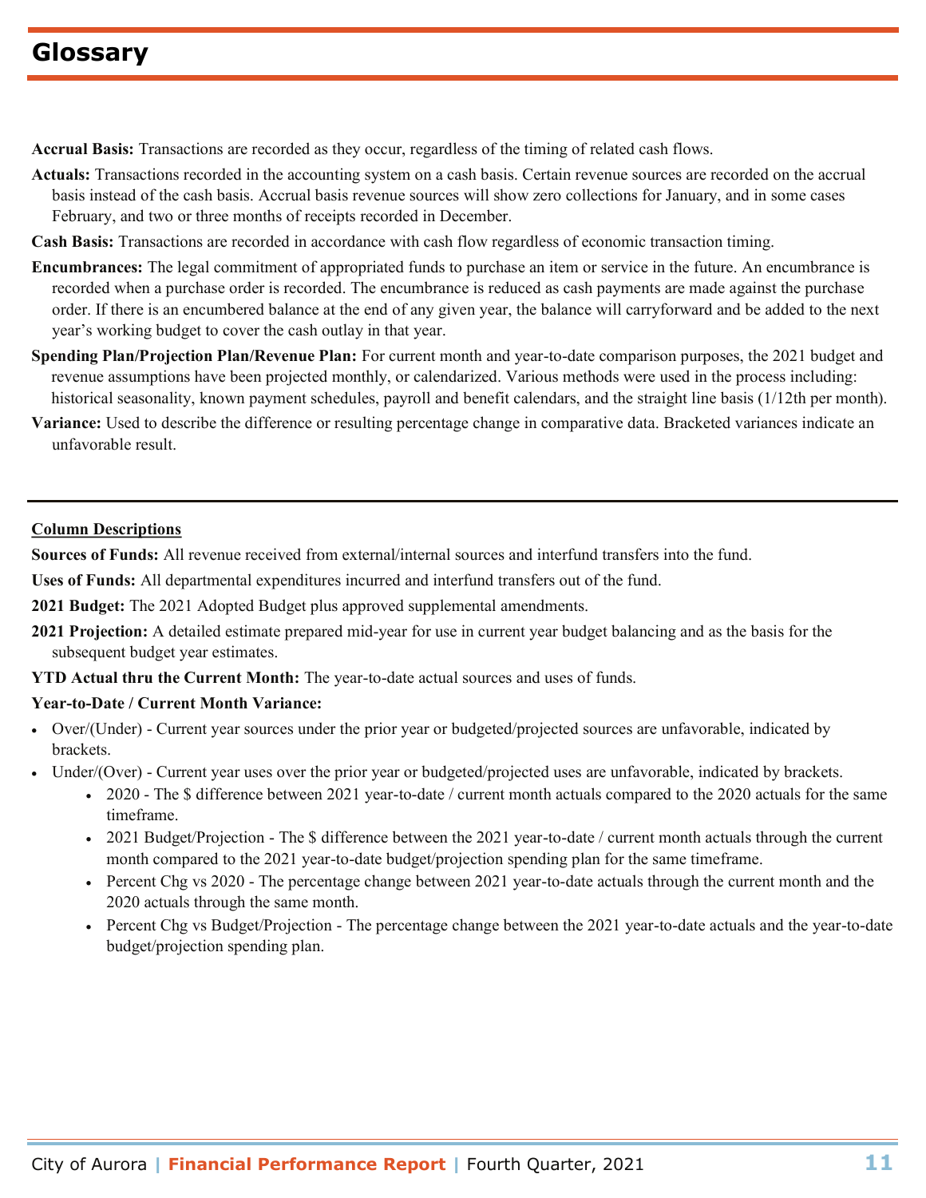# Glossary

**Accrual Basis:** Transactions are recorded as they occur, regardless of the timing of related cash flows.

**Actuals:** Transactions recorded in the accounting system on a cash basis. Certain revenue sources are recorded on the accrual basis instead of the cash basis. Accrual basis revenue sources will show zero collections for January, and in some cases February, and two or three months of receipts recorded in December.

**Cash Basis:** Transactions are recorded in accordance with cash flow regardless of economic transaction timing.

**Encumbrances:** The legal commitment of appropriated funds to purchase an item or service in the future. An encumbrance is recorded when a purchase order is recorded. The encumbrance is reduced as cash payments are made against the purchase order. If there is an encumbered balance at the end of any given year, the balance will carryforward and be added to the next year's working budget to cover the cash outlay in that year.

**Spending Plan/Projection Plan/Revenue Plan:** For current month and year-to-date comparison purposes, the 2021 budget and revenue assumptions have been projected monthly, or calendarized. Various methods were used in the process including: historical seasonality, known payment schedules, payroll and benefit calendars, and the straight line basis (1/12th per month).

**Variance:** Used to describe the difference or resulting percentage change in comparative data. Bracketed variances indicate an unfavorable result.

---

**Column Descriptions**

**Sources of Funds:** All revenue received from external/internal sources and interfund transfers into the fund.

**Uses of Funds:** All departmental expenditures incurred and interfund transfers out of the fund.

**2021 Budget:** The 2021 Adopted Budget plus approved supplemental amendments.

**2021 Projection:** A detailed estimate prepared mid-year for use in current year budget balancing and as the basis for the subsequent budget year estimates.

**YTD Actual thru the Current Month:** The year-to-date actual sources and uses of funds.

**Year-to-Date / Current Month Variance:**

- Over/(Under) - Current year sources under the prior year or budgeted/projected sources are unfavorable, indicated by brackets.
- Under/(Over) - Current year uses over the prior year or budgeted/projected uses are unfavorable, indicated by brackets.
  - 2020 - The $ difference between 2021 year-to-date / current month actuals compared to the 2020 actuals for the same timeframe.
  - 2021 Budget/Projection - The $ difference between the 2021 year-to-date / current month actuals through the current month compared to the 2021 year-to-date budget/projection spending plan for the same timeframe.
  - Percent Chg vs 2020 - The percentage change between 2021 year-to-date actuals through the current month and the 2020 actuals through the same month.
  - Percent Chg vs Budget/Projection - The percentage change between the 2021 year-to-date actuals and the year-to-date budget/projection spending plan.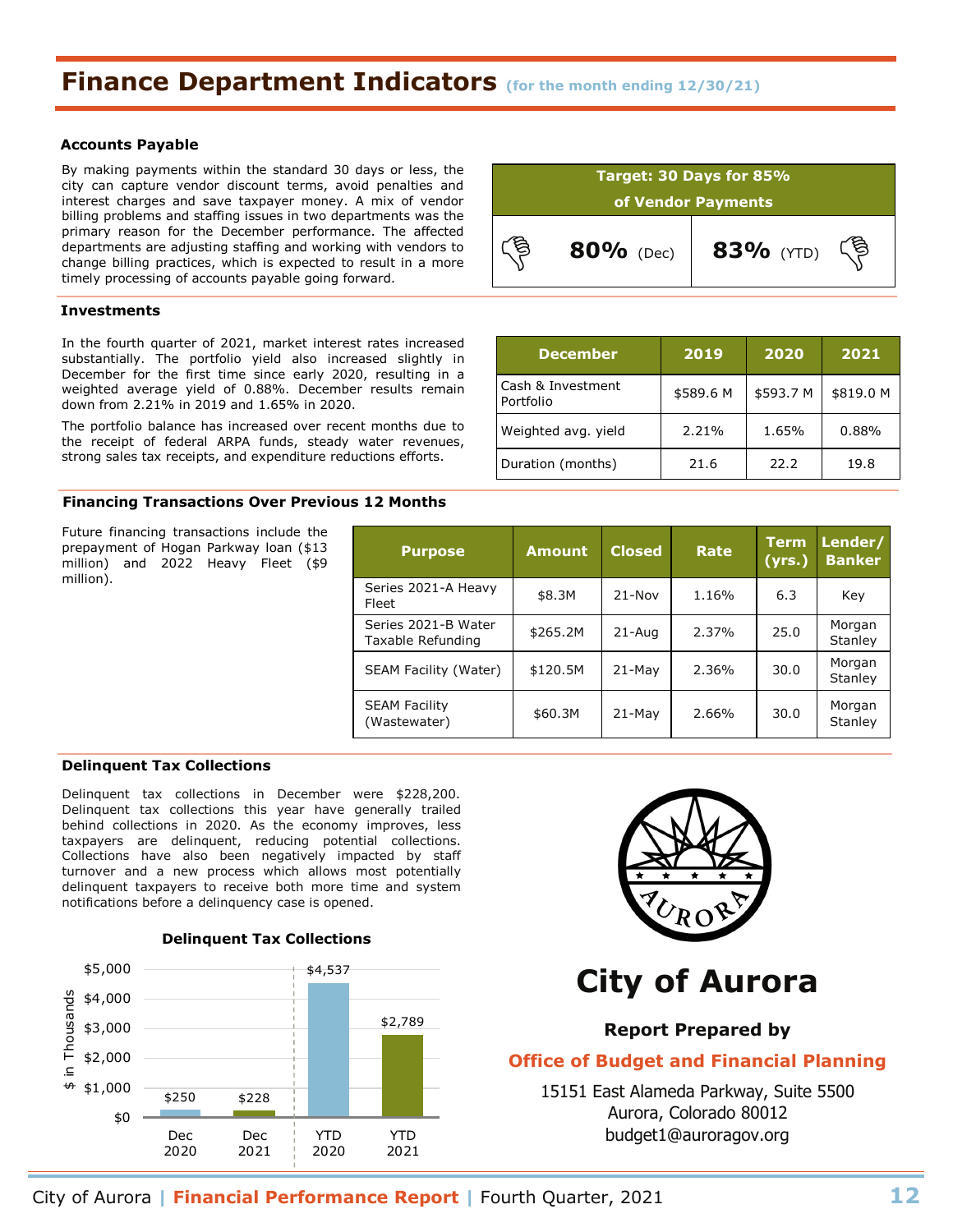# Finance Department Indicators (for the month ending 12/30/21)

### Accounts Payable

By making payments within the standard 30 days or less, the city can capture vendor discount terms, avoid penalties and interest charges and save taxpayer money. A mix of vendor billing problems and staffing issues in two departments was the primary reason for the December performance. The affected departments are adjusting staffing and working with vendors to change billing practices, which is expected to result in a more timely processing of accounts payable going forward.

**Target: 30 Days for 85% of Vendor Payments**

**80%** (Dec) | **83%** (YTD)

### Investments

In the fourth quarter of 2021, market interest rates increased substantially. The portfolio yield also increased slightly in December for the first time since early 2020, resulting in a weighted average yield of 0.88%. December results remain down from 2.21% in 2019 and 1.65% in 2020.

The portfolio balance has increased over recent months due to the receipt of federal ARPA funds, steady water revenues, strong sales tax receipts, and expenditure reductions efforts.

| December | 2019 | 2020 | 2021 |
|---|---|---|---|
| Cash & Investment Portfolio | $589.6 M | $593.7 M | $819.0 M |
| Weighted avg. yield | 2.21% | 1.65% | 0.88% |
| Duration (months) | 21.6 | 22.2 | 19.8 |

### Financing Transactions Over Previous 12 Months

Future financing transactions include the prepayment of Hogan Parkway loan ($13 million) and 2022 Heavy Fleet ($9 million).

| Purpose | Amount | Closed | Rate | Term (yrs.) | Lender/ Banker |
|---|---|---|---|---|---|
| Series 2021-A Heavy Fleet | $8.3M | 21-Nov | 1.16% | 6.3 | Key |
| Series 2021-B Water Taxable Refunding | $265.2M | 21-Aug | 2.37% | 25.0 | Morgan Stanley |
| SEAM Facility (Water) | $120.5M | 21-May | 2.36% | 30.0 | Morgan Stanley |
| SEAM Facility (Wastewater) | $60.3M | 21-May | 2.66% | 30.0 | Morgan Stanley |

### Delinquent Tax Collections

Delinquent tax collections in December were $228,200. Delinquent tax collections this year have generally trailed behind collections in 2020. As the economy improves, less taxpayers are delinquent, reducing potential collections. Collections have also been negatively impacted by staff turnover and a new process which allows most potentially delinquent taxpayers to receive both more time and system notifications before a delinquency case is opened.

**Delinquent Tax Collections**

$ in Thousands

$5,000
$4,000
$3,000
$2,000
$1,000
$0

$250 — Dec 2020
$228 — Dec 2021
$4,537 — YTD 2020
$2,789 — YTD 2021

AURORA

## City of Aurora

**Report Prepared by**

**Office of Budget and Financial Planning**

15151 East Alameda Parkway, Suite 5500
Aurora, Colorado 80012
budget1@auroragov.org